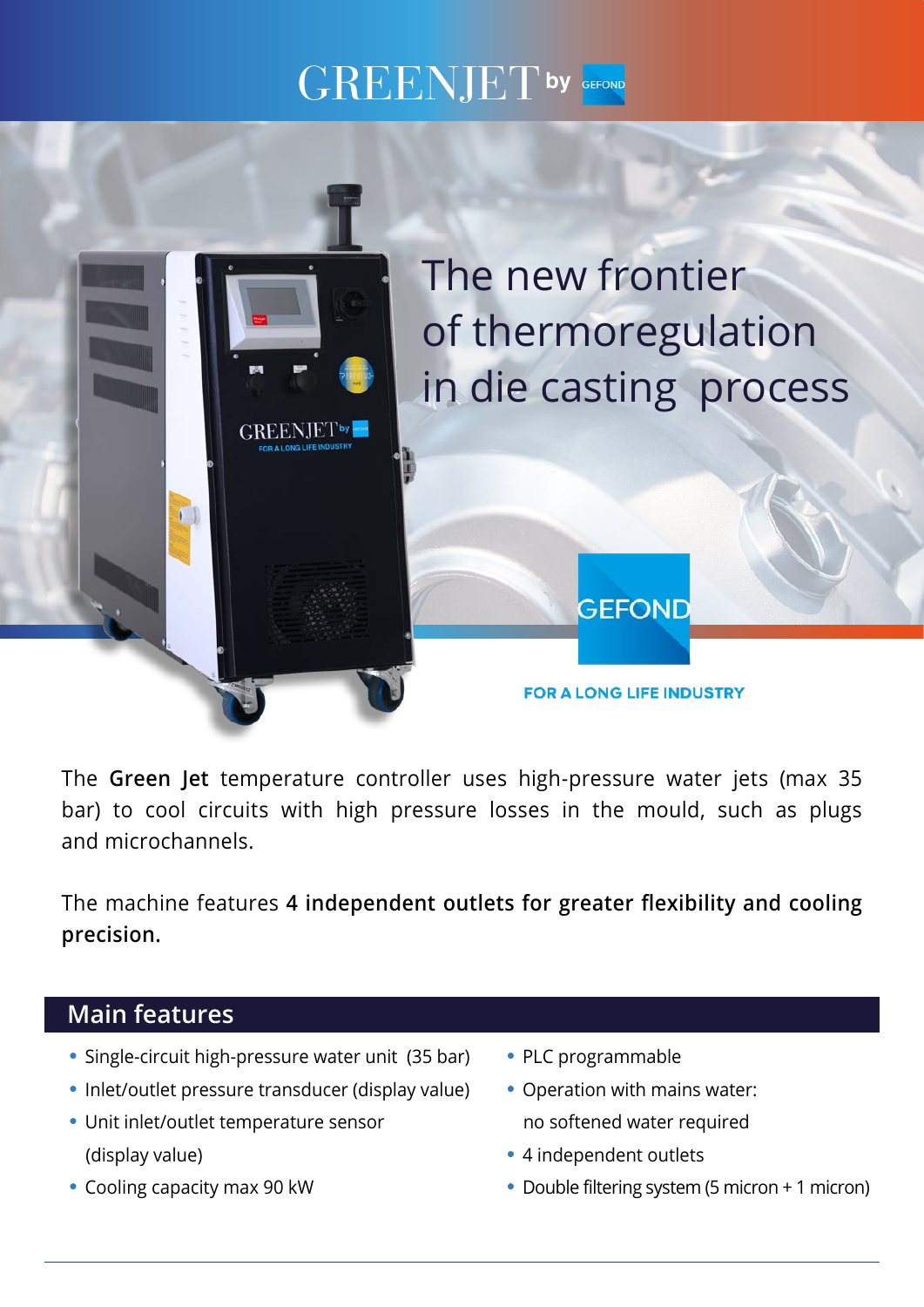# GREENJET by GEFOND

## The new frontier of thermoregulation in die casting process

GEFOND

FOR A LONG LIFE INDUSTRY

The **Green Jet** temperature controller uses high-pressure water jets (max 35 bar) to cool circuits with high pressure losses in the mould, such as plugs and microchannels.

The machine features **4 independent outlets for greater flexibility and cooling precision.**

## Main features

- Single-circuit high-pressure water unit (35 bar)
- Inlet/outlet pressure transducer (display value)
- Unit inlet/outlet temperature sensor (display value)
- Cooling capacity max 90 kW
- PLC programmable
- Operation with mains water: no softened water required
- 4 independent outlets
- Double filtering system (5 micron + 1 micron)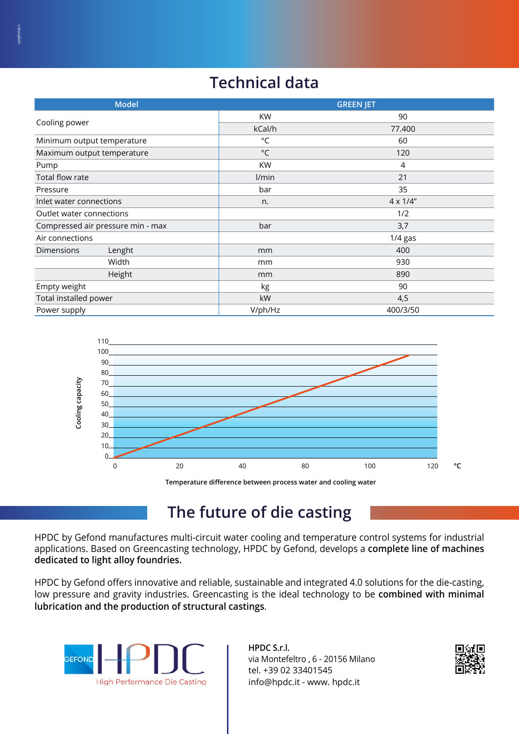# Technical data

| Model | | GREEN JET |
|---|---|---|
| Cooling power | KW | 90 |
| | kCal/h | 77.400 |
| Minimum output temperature | °C | 60 |
| Maximum output temperature | °C | 120 |
| Pump | KW | 4 |
| Total flow rate | l/min | 21 |
| Pressure | bar | 35 |
| Inlet water connections | n. | 4 x 1/4" |
| Outlet water connections | | 1/2 |
| Compressed air pressure min - max | bar | 3,7 |
| Air connections | | 1/4 gas |
| Dimensions Lenght | mm | 400 |
| Width | mm | 930 |
| Height | mm | 890 |
| Empty weight | kg | 90 |
| Total installed power | kW | 4,5 |
| Power supply | V/ph/Hz | 400/3/50 |

Cooling capacity

110
100
90
80
70
60
50
40
30
20
10
0

0 20 40 80 100 120 °C

Temperature difference between process water and cooling water

## The future of die casting

HPDC by Gefond manufactures multi-circuit water cooling and temperature control systems for industrial applications. Based on Greencasting technology, HPDC by Gefond, develops a **complete line of machines dedicated to light alloy foundries.**

HPDC by Gefond offers innovative and reliable, sustainable and integrated 4.0 solutions for the die-casting, low pressure and gravity industries. Greencasting is the ideal technology to be **combined with minimal lubrication and the production of structural castings**.

GEFOND HPDC High Performance Die Casting

**HPDC S.r.l.**
via Montefeltro , 6 - 20156 Milano
tel. +39 02 33401545
info@hpdc.it - www. hpdc.it